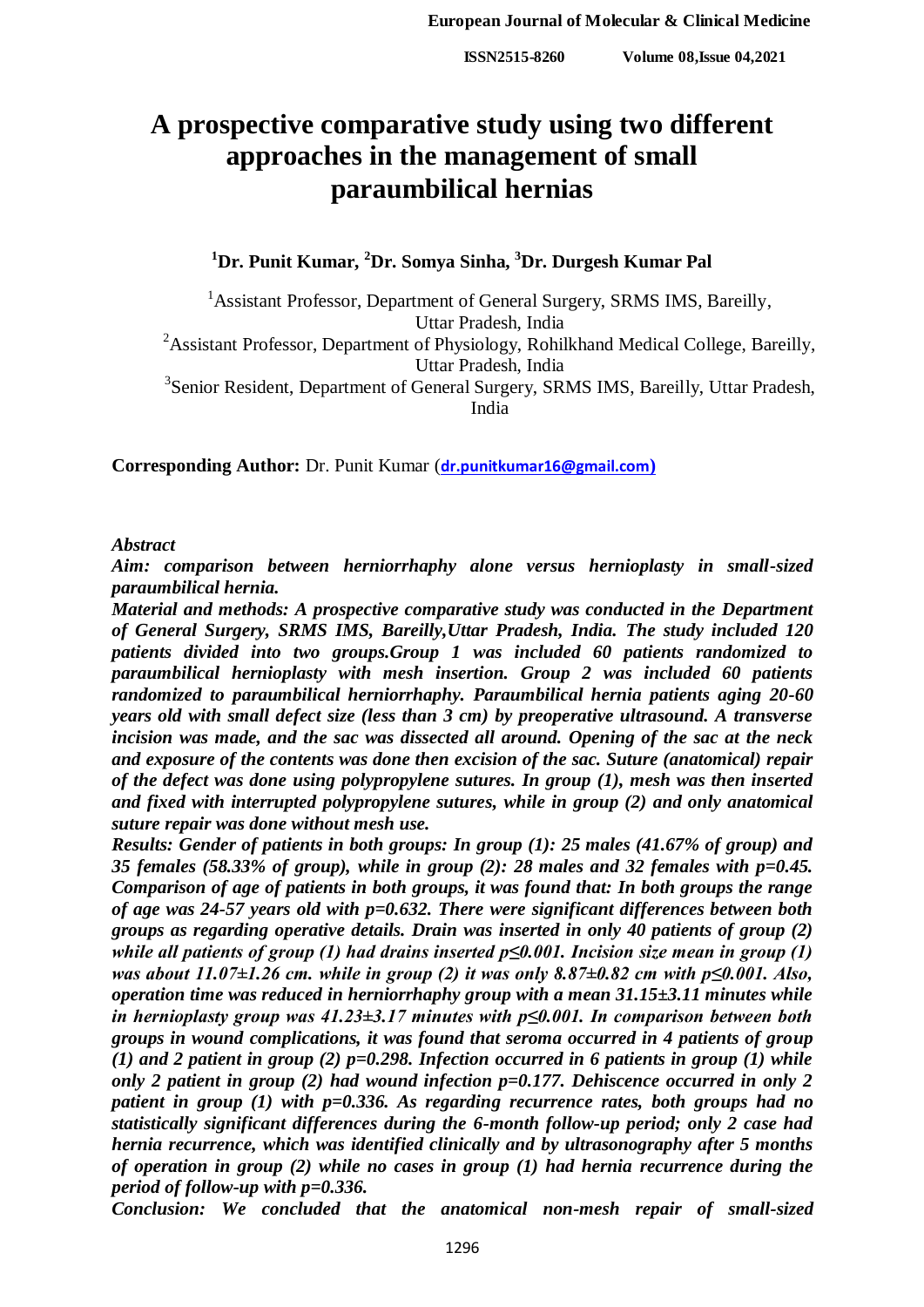# A prospective comparative study using two different approaches in the management of small paraumbilical hernias

**[1]Dr. Punit Kumar, [2]Dr. Somya Sinha, [3]Dr. Durgesh Kumar Pal**

[1]Assistant Professor, Department of General Surgery, SRMS IMS, Bareilly, Uttar Pradesh, India

[2]Assistant Professor, Department of Physiology, Rohilkhand Medical College, Bareilly, Uttar Pradesh, India

[3]Senior Resident, Department of General Surgery, SRMS IMS, Bareilly, Uttar Pradesh, India

**Corresponding Author:** Dr. Punit Kumar (**dr.punitkumar16@gmail.com)**

## *Abstract*

***Aim: comparison between herniorrhaphy alone versus hernioplasty in small-sized paraumbilical hernia.***

***Material and methods: A prospective comparative study was conducted in the Department of General Surgery, SRMS IMS, Bareilly,Uttar Pradesh, India. The study included 120 patients divided into two groups.Group 1 was included 60 patients randomized to paraumbilical hernioplasty with mesh insertion. Group 2 was included 60 patients randomized to paraumbilical herniorrhaphy. Paraumbilical hernia patients aging 20-60 years old with small defect size (less than 3 cm) by preoperative ultrasound. A transverse incision was made, and the sac was dissected all around. Opening of the sac at the neck and exposure of the contents was done then excision of the sac. Suture (anatomical) repair of the defect was done using polypropylene sutures. In group (1), mesh was then inserted and fixed with interrupted polypropylene sutures, while in group (2) and only anatomical suture repair was done without mesh use.***

***Results: Gender of patients in both groups: In group (1): 25 males (41.67% of group) and 35 females (58.33% of group), while in group (2): 28 males and 32 females with p=0.45. Comparison of age of patients in both groups, it was found that: In both groups the range of age was 24-57 years old with p=0.632. There were significant differences between both groups as regarding operative details. Drain was inserted in only 40 patients of group (2) while all patients of group (1) had drains inserted p≤0.001. Incision size mean in group (1) was about 11.07±1.26 cm. while in group (2) it was only 8.87±0.82 cm with p≤0.001. Also, operation time was reduced in herniorrhaphy group with a mean 31.15±3.11 minutes while in hernioplasty group was 41.23±3.17 minutes with p≤0.001. In comparison between both groups in wound complications, it was found that seroma occurred in 4 patients of group (1) and 2 patient in group (2) p=0.298. Infection occurred in 6 patients in group (1) while only 2 patient in group (2) had wound infection p=0.177. Dehiscence occurred in only 2 patient in group (1) with p=0.336. As regarding recurrence rates, both groups had no statistically significant differences during the 6-month follow-up period; only 2 case had hernia recurrence, which was identified clinically and by ultrasonography after 5 months of operation in group (2) while no cases in group (1) had hernia recurrence during the period of follow-up with p=0.336.***

***Conclusion: We concluded that the anatomical non-mesh repair of small-sized***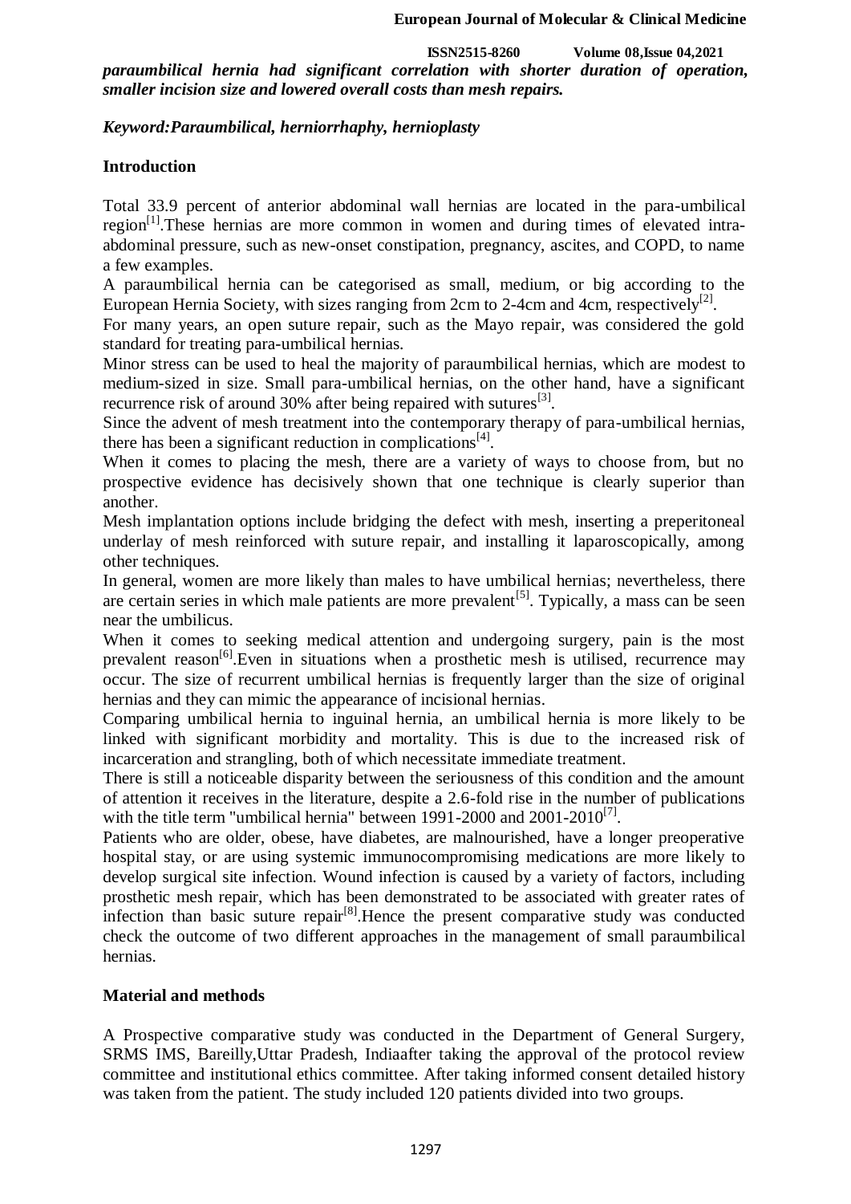*paraumbilical hernia had significant correlation with shorter duration of operation, smaller incision size and lowered overall costs than mesh repairs.*

***Keyword:Paraumbilical, herniorrhaphy, hernioplasty***

## Introduction

Total 33.9 percent of anterior abdominal wall hernias are located in the para-umbilical region[1].These hernias are more common in women and during times of elevated intra-abdominal pressure, such as new-onset constipation, pregnancy, ascites, and COPD, to name a few examples.

A paraumbilical hernia can be categorised as small, medium, or big according to the European Hernia Society, with sizes ranging from 2cm to 2-4cm and 4cm, respectively[2].

For many years, an open suture repair, such as the Mayo repair, was considered the gold standard for treating para-umbilical hernias.

Minor stress can be used to heal the majority of paraumbilical hernias, which are modest to medium-sized in size. Small para-umbilical hernias, on the other hand, have a significant recurrence risk of around 30% after being repaired with sutures[3].

Since the advent of mesh treatment into the contemporary therapy of para-umbilical hernias, there has been a significant reduction in complications[4].

When it comes to placing the mesh, there are a variety of ways to choose from, but no prospective evidence has decisively shown that one technique is clearly superior than another.

Mesh implantation options include bridging the defect with mesh, inserting a preperitoneal underlay of mesh reinforced with suture repair, and installing it laparoscopically, among other techniques.

In general, women are more likely than males to have umbilical hernias; nevertheless, there are certain series in which male patients are more prevalent[5]. Typically, a mass can be seen near the umbilicus.

When it comes to seeking medical attention and undergoing surgery, pain is the most prevalent reason[6].Even in situations when a prosthetic mesh is utilised, recurrence may occur. The size of recurrent umbilical hernias is frequently larger than the size of original hernias and they can mimic the appearance of incisional hernias.

Comparing umbilical hernia to inguinal hernia, an umbilical hernia is more likely to be linked with significant morbidity and mortality. This is due to the increased risk of incarceration and strangling, both of which necessitate immediate treatment.

There is still a noticeable disparity between the seriousness of this condition and the amount of attention it receives in the literature, despite a 2.6-fold rise in the number of publications with the title term "umbilical hernia" between 1991-2000 and 2001-2010[7].

Patients who are older, obese, have diabetes, are malnourished, have a longer preoperative hospital stay, or are using systemic immunocompromising medications are more likely to develop surgical site infection. Wound infection is caused by a variety of factors, including prosthetic mesh repair, which has been demonstrated to be associated with greater rates of infection than basic suture repair[8].Hence the present comparative study was conducted check the outcome of two different approaches in the management of small paraumbilical hernias.

## Material and methods

A Prospective comparative study was conducted in the Department of General Surgery, SRMS IMS, Bareilly,Uttar Pradesh, Indiaafter taking the approval of the protocol review committee and institutional ethics committee. After taking informed consent detailed history was taken from the patient. The study included 120 patients divided into two groups.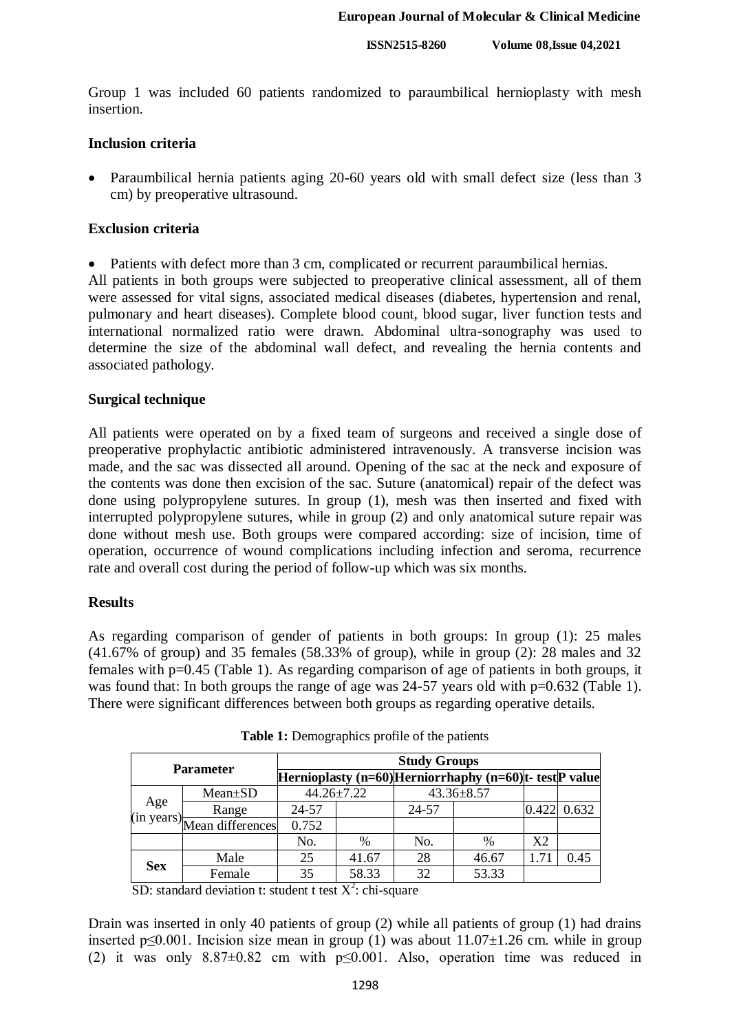Group 1 was included 60 patients randomized to paraumbilical hernioplasty with mesh insertion.

### Inclusion criteria

- Paraumbilical hernia patients aging 20-60 years old with small defect size (less than 3 cm) by preoperative ultrasound.

### Exclusion criteria

- Patients with defect more than 3 cm, complicated or recurrent paraumbilical hernias.

All patients in both groups were subjected to preoperative clinical assessment, all of them were assessed for vital signs, associated medical diseases (diabetes, hypertension and renal, pulmonary and heart diseases). Complete blood count, blood sugar, liver function tests and international normalized ratio were drawn. Abdominal ultra-sonography was used to determine the size of the abdominal wall defect, and revealing the hernia contents and associated pathology.

### Surgical technique

All patients were operated on by a fixed team of surgeons and received a single dose of preoperative prophylactic antibiotic administered intravenously. A transverse incision was made, and the sac was dissected all around. Opening of the sac at the neck and exposure of the contents was done then excision of the sac. Suture (anatomical) repair of the defect was done using polypropylene sutures. In group (1), mesh was then inserted and fixed with interrupted polypropylene sutures, while in group (2) and only anatomical suture repair was done without mesh use. Both groups were compared according: size of incision, time of operation, occurrence of wound complications including infection and seroma, recurrence rate and overall cost during the period of follow-up which was six months.

### Results

As regarding comparison of gender of patients in both groups: In group (1): 25 males (41.67% of group) and 35 females (58.33% of group), while in group (2): 28 males and 32 females with p=0.45 (Table 1). As regarding comparison of age of patients in both groups, it was found that: In both groups the range of age was 24-57 years old with p=0.632 (Table 1). There were significant differences between both groups as regarding operative details.

**Table 1:** Demographics profile of the patients

| Parameter | | Study Groups | | | | | |
|---|---|---|---|---|---|---|---|
| | | Hernioplasty (n=60) | | Herniorrhaphy (n=60) | | t- test | P value |
| Age (in years) | Mean±SD | 44.26±7.22 | | 43.36±8.57 | | | |
| | Range | 24-57 | | 24-57 | | 0.422 | 0.632 |
| | Mean differences | 0.752 | | | | | |
| | | No. | % | No. | % | X2 | |
| Sex | Male | 25 | 41.67 | 28 | 46.67 | 1.71 | 0.45 |
| | Female | 35 | 58.33 | 32 | 53.33 | | |

SD: standard deviation t: student t test $X^2$: chi-square

Drain was inserted in only 40 patients of group (2) while all patients of group (1) had drains inserted p≤0.001. Incision size mean in group (1) was about 11.07±1.26 cm. while in group (2) it was only 8.87±0.82 cm with p≤0.001. Also, operation time was reduced in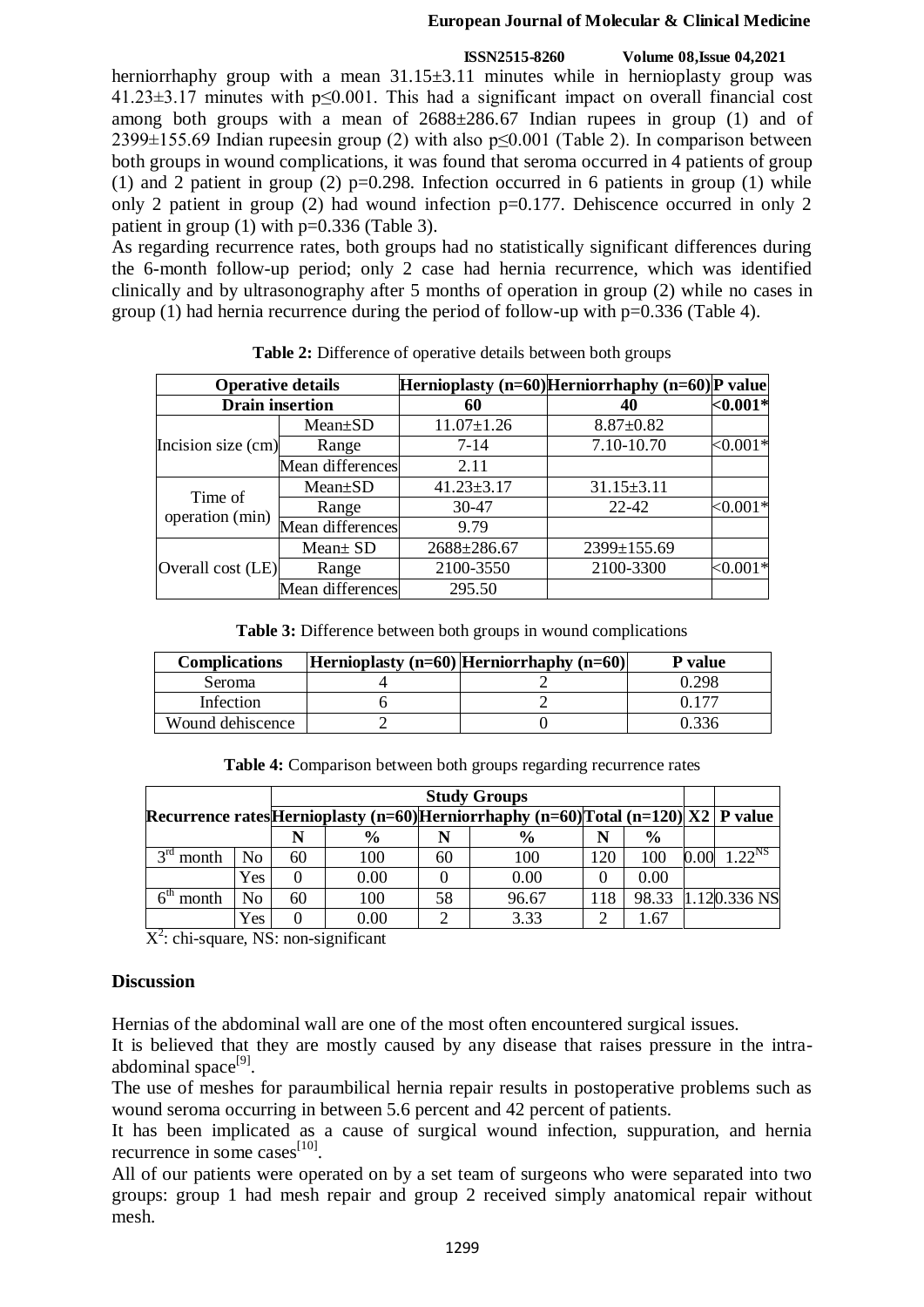herniorrhaphy group with a mean 31.15±3.11 minutes while in hernioplasty group was 41.23±3.17 minutes with p≤0.001. This had a significant impact on overall financial cost among both groups with a mean of 2688±286.67 Indian rupees in group (1) and of 2399±155.69 Indian rupeesin group (2) with also p≤0.001 (Table 2). In comparison between both groups in wound complications, it was found that seroma occurred in 4 patients of group (1) and 2 patient in group (2) p=0.298. Infection occurred in 6 patients in group (1) while only 2 patient in group (2) had wound infection p=0.177. Dehiscence occurred in only 2 patient in group (1) with p=0.336 (Table 3).

As regarding recurrence rates, both groups had no statistically significant differences during the 6-month follow-up period; only 2 case had hernia recurrence, which was identified clinically and by ultrasonography after 5 months of operation in group (2) while no cases in group (1) had hernia recurrence during the period of follow-up with p=0.336 (Table 4).

**Table 2:** Difference of operative details between both groups

| Operative details | | Hernioplasty (n=60) | Herniorrhaphy (n=60) | P value |
|---|---|---|---|---|
| Drain insertion | | 60 | 40 | <0.001* |
| Incision size (cm) | Mean±SD | 11.07±1.26 | 8.87±0.82 | <0.001* |
| | Range | 7-14 | 7.10-10.70 | |
| | Mean differences | 2.11 | | |
| Time of operation (min) | Mean±SD | 41.23±3.17 | 31.15±3.11 | <0.001* |
| | Range | 30-47 | 22-42 | |
| | Mean differences | 9.79 | | |
| Overall cost (LE) | Mean± SD | 2688±286.67 | 2399±155.69 | <0.001* |
| | Range | 2100-3550 | 2100-3300 | |
| | Mean differences | 295.50 | | |

**Table 3:** Difference between both groups in wound complications

| Complications | Hernioplasty (n=60) | Herniorrhaphy (n=60) | P value |
|---|---|---|---|
| Seroma | 4 | 2 | 0.298 |
| Infection | 6 | 2 | 0.177 |
| Wound dehiscence | 2 | 0 | 0.336 |

**Table 4:** Comparison between both groups regarding recurrence rates

| Recurrence rates | | Study Groups | | | | | | X2 | P value |
|---|---|---|---|---|---|---|---|---|---|
| | | Hernioplasty (n=60) | | Herniorrhaphy (n=60) | | Total (n=120) | | | |
| | | N | % | N | % | N | % | | |
| 3rd month | No | 60 | 100 | 60 | 100 | 120 | 100 | 0.00 | 1.22 NS |
| | Yes | 0 | 0.00 | 0 | 0.00 | 0 | 0.00 | | |
| 6th month | No | 60 | 100 | 58 | 96.67 | 118 | 98.33 | 1.12 | 0.336 NS |
| | Yes | 0 | 0.00 | 2 | 3.33 | 2 | 1.67 | | |

$X^2$: chi-square, NS: non-significant

## Discussion

Hernias of the abdominal wall are one of the most often encountered surgical issues.

It is believed that they are mostly caused by any disease that raises pressure in the intra-abdominal space[9].

The use of meshes for paraumbilical hernia repair results in postoperative problems such as wound seroma occurring in between 5.6 percent and 42 percent of patients.

It has been implicated as a cause of surgical wound infection, suppuration, and hernia recurrence in some cases[10].

All of our patients were operated on by a set team of surgeons who were separated into two groups: group 1 had mesh repair and group 2 received simply anatomical repair without mesh.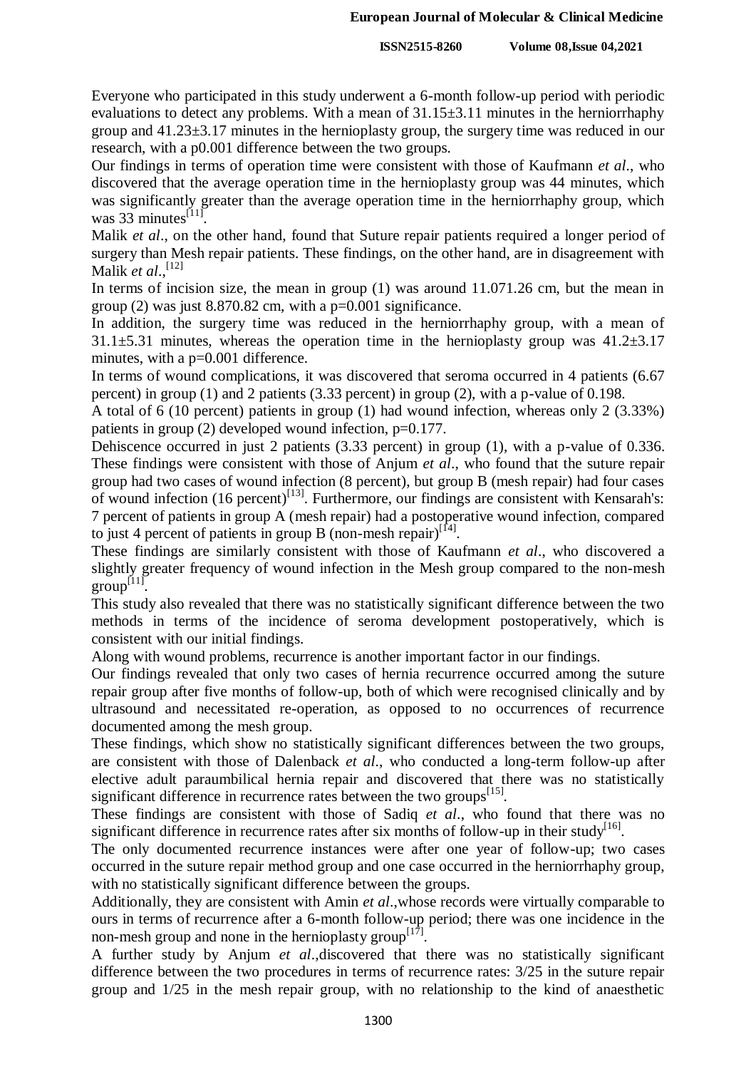Everyone who participated in this study underwent a 6-month follow-up period with periodic evaluations to detect any problems. With a mean of 31.15±3.11 minutes in the herniorrhaphy group and 41.23±3.17 minutes in the hernioplasty group, the surgery time was reduced in our research, with a p0.001 difference between the two groups.

Our findings in terms of operation time were consistent with those of Kaufmann *et al*., who discovered that the average operation time in the hernioplasty group was 44 minutes, which was significantly greater than the average operation time in the herniorrhaphy group, which was 33 minutes[11].

Malik *et al*., on the other hand, found that Suture repair patients required a longer period of surgery than Mesh repair patients. These findings, on the other hand, are in disagreement with Malik *et al*.,[12]

In terms of incision size, the mean in group (1) was around 11.071.26 cm, but the mean in group (2) was just 8.870.82 cm, with a p=0.001 significance.

In addition, the surgery time was reduced in the herniorrhaphy group, with a mean of 31.1±5.31 minutes, whereas the operation time in the hernioplasty group was 41.2±3.17 minutes, with a p=0.001 difference.

In terms of wound complications, it was discovered that seroma occurred in 4 patients (6.67 percent) in group (1) and 2 patients (3.33 percent) in group (2), with a p-value of 0.198.

A total of 6 (10 percent) patients in group (1) had wound infection, whereas only 2 (3.33%) patients in group (2) developed wound infection, p=0.177.

Dehiscence occurred in just 2 patients (3.33 percent) in group (1), with a p-value of 0.336. These findings were consistent with those of Anjum *et al*., who found that the suture repair group had two cases of wound infection (8 percent), but group B (mesh repair) had four cases of wound infection (16 percent)[13]. Furthermore, our findings are consistent with Kensarah's: 7 percent of patients in group A (mesh repair) had a postoperative wound infection, compared to just 4 percent of patients in group B (non-mesh repair)[14].

These findings are similarly consistent with those of Kaufmann *et al*., who discovered a slightly greater frequency of wound infection in the Mesh group compared to the non-mesh group[11].

This study also revealed that there was no statistically significant difference between the two methods in terms of the incidence of seroma development postoperatively, which is consistent with our initial findings.

Along with wound problems, recurrence is another important factor in our findings.

Our findings revealed that only two cases of hernia recurrence occurred among the suture repair group after five months of follow-up, both of which were recognised clinically and by ultrasound and necessitated re-operation, as opposed to no occurrences of recurrence documented among the mesh group.

These findings, which show no statistically significant differences between the two groups, are consistent with those of Dalenback *et al*., who conducted a long-term follow-up after elective adult paraumbilical hernia repair and discovered that there was no statistically significant difference in recurrence rates between the two groups[15].

These findings are consistent with those of Sadiq *et al*., who found that there was no significant difference in recurrence rates after six months of follow-up in their study[16].

The only documented recurrence instances were after one year of follow-up; two cases occurred in the suture repair method group and one case occurred in the herniorrhaphy group, with no statistically significant difference between the groups.

Additionally, they are consistent with Amin *et al*.,whose records were virtually comparable to ours in terms of recurrence after a 6-month follow-up period; there was one incidence in the non-mesh group and none in the hernioplasty group[17].

A further study by Anjum *et al*.,discovered that there was no statistically significant difference between the two procedures in terms of recurrence rates: 3/25 in the suture repair group and 1/25 in the mesh repair group, with no relationship to the kind of anaesthetic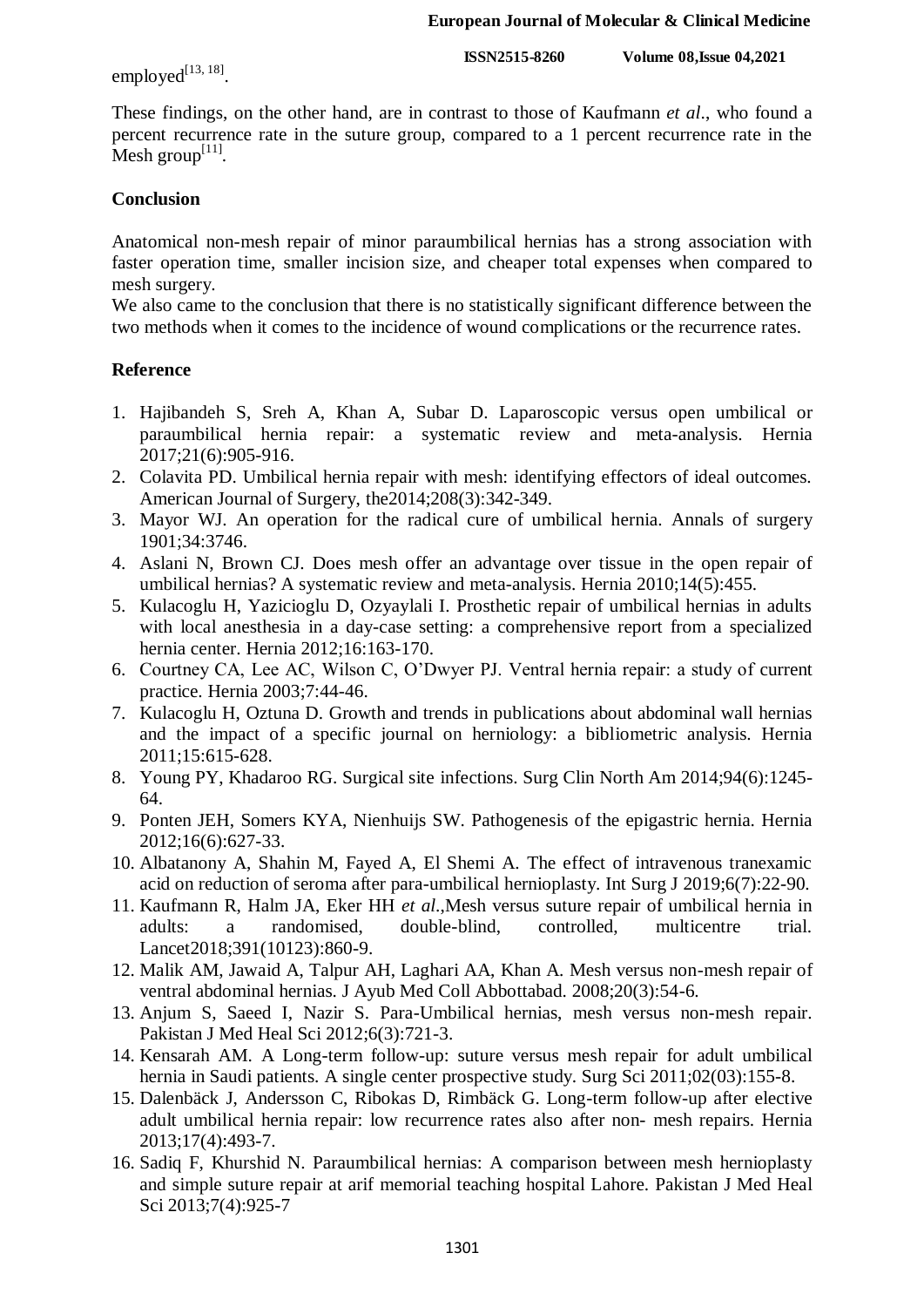employed[13, 18].

These findings, on the other hand, are in contrast to those of Kaufmann *et al*., who found a percent recurrence rate in the suture group, compared to a 1 percent recurrence rate in the Mesh group[11].

## Conclusion

Anatomical non-mesh repair of minor paraumbilical hernias has a strong association with faster operation time, smaller incision size, and cheaper total expenses when compared to mesh surgery.

We also came to the conclusion that there is no statistically significant difference between the two methods when it comes to the incidence of wound complications or the recurrence rates.

## Reference

1. Hajibandeh S, Sreh A, Khan A, Subar D. Laparoscopic versus open umbilical or paraumbilical hernia repair: a systematic review and meta-analysis. Hernia 2017;21(6):905-916.
2. Colavita PD. Umbilical hernia repair with mesh: identifying effectors of ideal outcomes. American Journal of Surgery, the2014;208(3):342-349.
3. Mayor WJ. An operation for the radical cure of umbilical hernia. Annals of surgery 1901;34:3746.
4. Aslani N, Brown CJ. Does mesh offer an advantage over tissue in the open repair of umbilical hernias? A systematic review and meta-analysis. Hernia 2010;14(5):455.
5. Kulacoglu H, Yazicioglu D, Ozyaylali I. Prosthetic repair of umbilical hernias in adults with local anesthesia in a day-case setting: a comprehensive report from a specialized hernia center. Hernia 2012;16:163-170.
6. Courtney CA, Lee AC, Wilson C, O'Dwyer PJ. Ventral hernia repair: a study of current practice. Hernia 2003;7:44-46.
7. Kulacoglu H, Oztuna D. Growth and trends in publications about abdominal wall hernias and the impact of a specific journal on herniology: a bibliometric analysis. Hernia 2011;15:615-628.
8. Young PY, Khadaroo RG. Surgical site infections. Surg Clin North Am 2014;94(6):1245-64.
9. Ponten JEH, Somers KYA, Nienhuijs SW. Pathogenesis of the epigastric hernia. Hernia 2012;16(6):627-33.
10. Albatanony A, Shahin M, Fayed A, El Shemi A. The effect of intravenous tranexamic acid on reduction of seroma after para-umbilical hernioplasty. Int Surg J 2019;6(7):22-90.
11. Kaufmann R, Halm JA, Eker HH *et al*.,Mesh versus suture repair of umbilical hernia in adults: a randomised, double-blind, controlled, multicentre trial. Lancet2018;391(10123):860-9.
12. Malik AM, Jawaid A, Talpur AH, Laghari AA, Khan A. Mesh versus non-mesh repair of ventral abdominal hernias. J Ayub Med Coll Abbottabad. 2008;20(3):54-6.
13. Anjum S, Saeed I, Nazir S. Para-Umbilical hernias, mesh versus non-mesh repair. Pakistan J Med Heal Sci 2012;6(3):721-3.
14. Kensarah AM. A Long-term follow-up: suture versus mesh repair for adult umbilical hernia in Saudi patients. A single center prospective study. Surg Sci 2011;02(03):155-8.
15. Dalenbäck J, Andersson C, Ribokas D, Rimbäck G. Long-term follow-up after elective adult umbilical hernia repair: low recurrence rates also after non- mesh repairs. Hernia 2013;17(4):493-7.
16. Sadiq F, Khurshid N. Paraumbilical hernias: A comparison between mesh hernioplasty and simple suture repair at arif memorial teaching hospital Lahore. Pakistan J Med Heal Sci 2013;7(4):925-7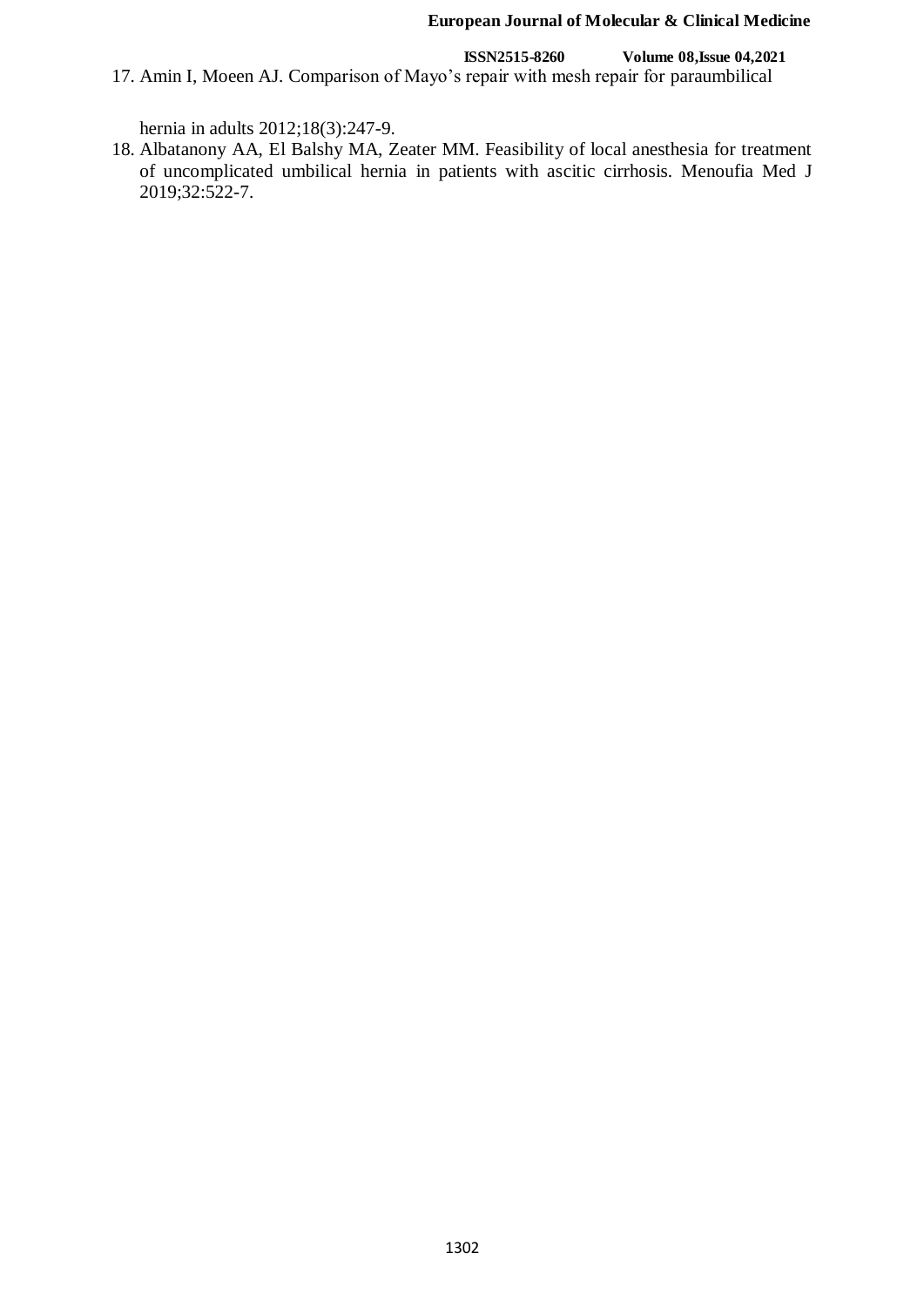17. Amin I, Moeen AJ. Comparison of Mayo's repair with mesh repair for paraumbilical hernia in adults 2012;18(3):247-9.
18. Albatanony AA, El Balshy MA, Zeater MM. Feasibility of local anesthesia for treatment of uncomplicated umbilical hernia in patients with ascitic cirrhosis. Menoufia Med J 2019;32:522-7.